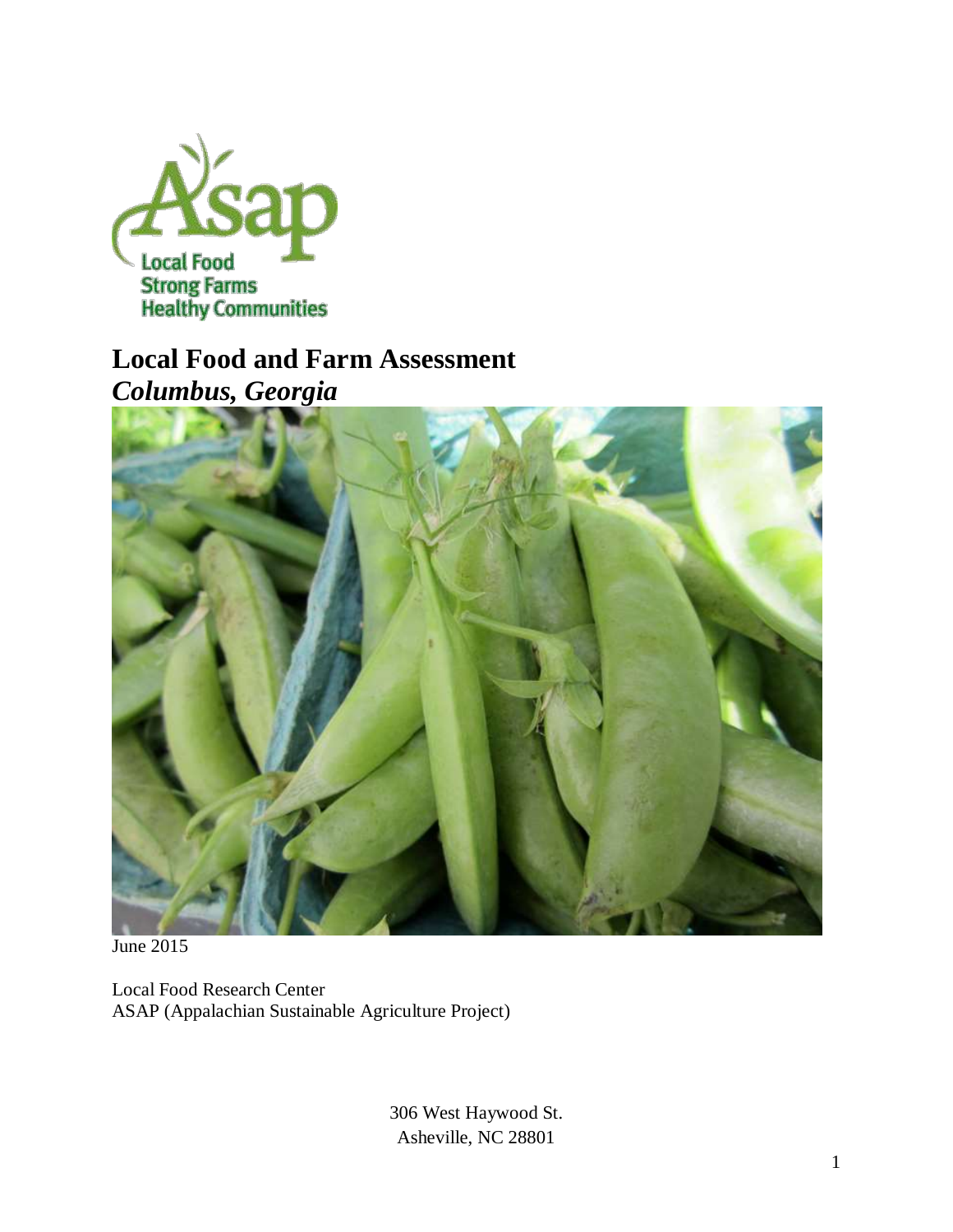# Local Food and Farm Assessment

***Columbus, Georgia***

June 2015

Local Food Research Center
ASAP (Appalachian Sustainable Agriculture Project)

306 West Haywood St.
Asheville, NC 28801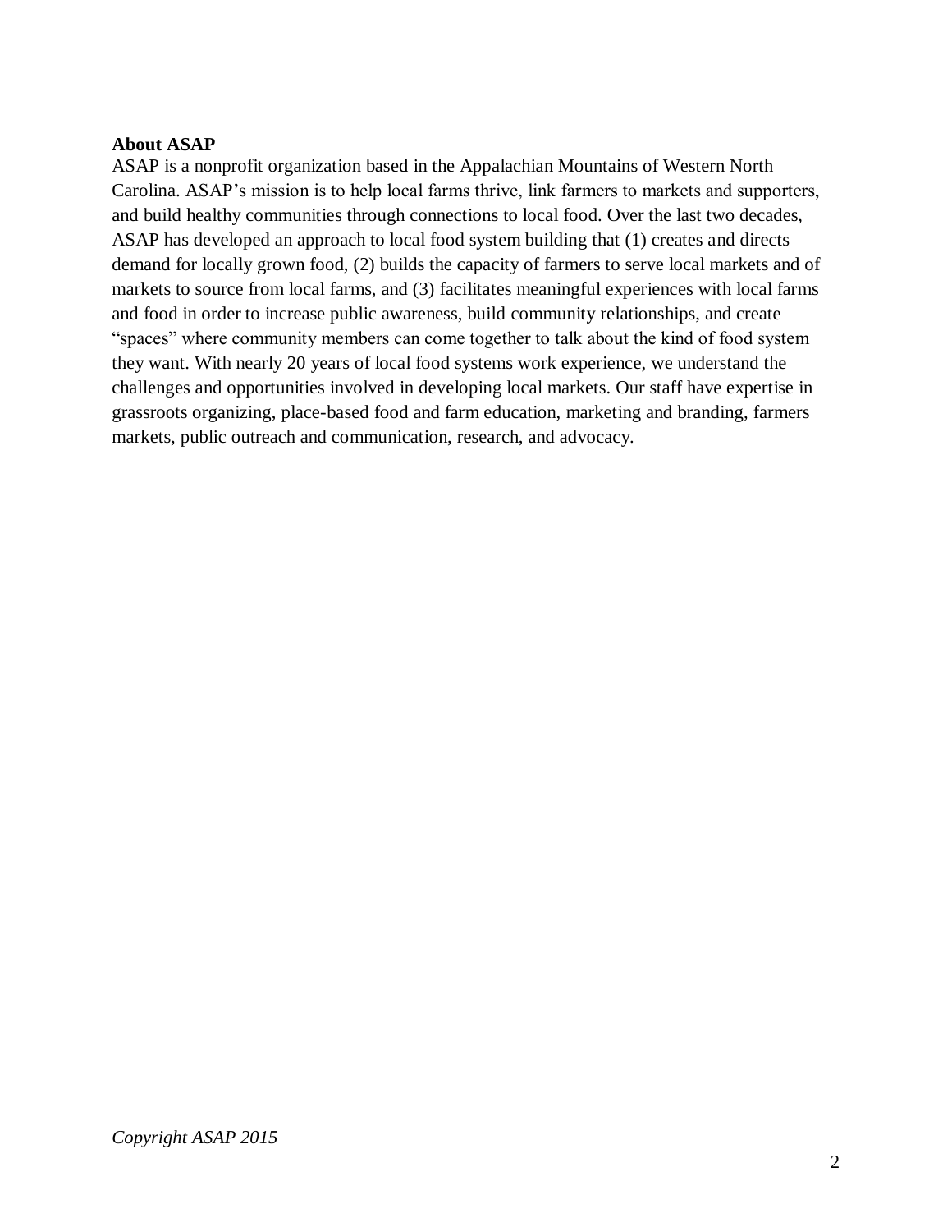**About ASAP**

ASAP is a nonprofit organization based in the Appalachian Mountains of Western North Carolina. ASAP's mission is to help local farms thrive, link farmers to markets and supporters, and build healthy communities through connections to local food. Over the last two decades, ASAP has developed an approach to local food system building that (1) creates and directs demand for locally grown food, (2) builds the capacity of farmers to serve local markets and of markets to source from local farms, and (3) facilitates meaningful experiences with local farms and food in order to increase public awareness, build community relationships, and create "spaces" where community members can come together to talk about the kind of food system they want. With nearly 20 years of local food systems work experience, we understand the challenges and opportunities involved in developing local markets. Our staff have expertise in grassroots organizing, place-based food and farm education, marketing and branding, farmers markets, public outreach and communication, research, and advocacy.

*Copyright ASAP 2015*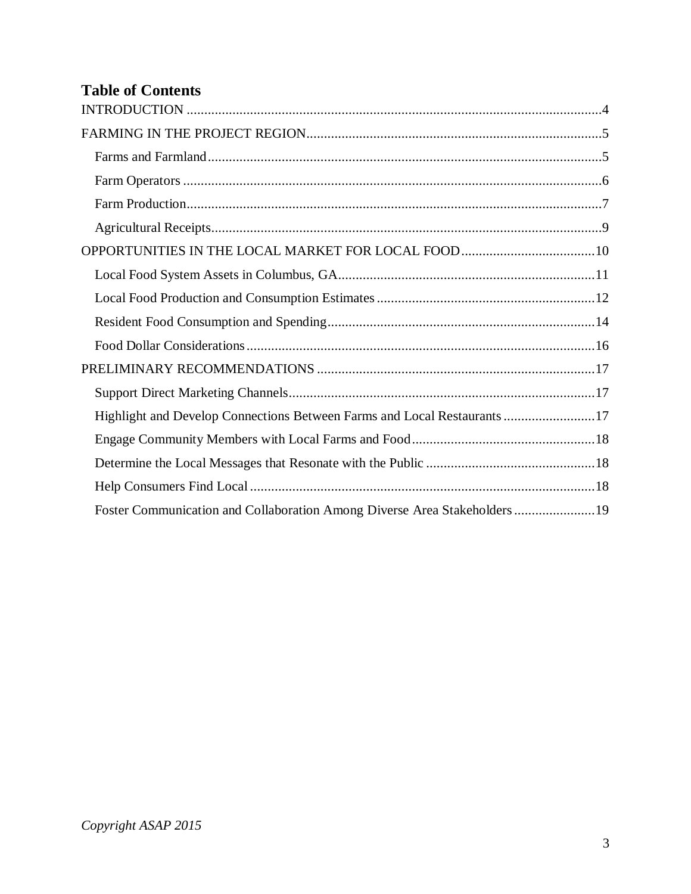# Table of Contents

INTRODUCTION ...................................................................................................................4

FARMING IN THE PROJECT REGION...................................................................................5

- Farms and Farmland...............................................................................................................5
- Farm Operators ......................................................................................................................6
- Farm Production.....................................................................................................................7
- Agricultural Receipts..............................................................................................................9

OPPORTUNITIES IN THE LOCAL MARKET FOR LOCAL FOOD......................................10

- Local Food System Assets in Columbus, GA........................................................................11
- Local Food Production and Consumption Estimates .............................................................12
- Resident Food Consumption and Spending...........................................................................14
- Food Dollar Considerations..................................................................................................16

PRELIMINARY RECOMMENDATIONS ..............................................................................17

- Support Direct Marketing Channels......................................................................................17
- Highlight and Develop Connections Between Farms and Local Restaurants..........................17
- Engage Community Members with Local Farms and Food...................................................18
- Determine the Local Messages that Resonate with the Public ...............................................18
- Help Consumers Find Local..................................................................................................18
- Foster Communication and Collaboration Among Diverse Area Stakeholders.......................19

*Copyright ASAP 2015*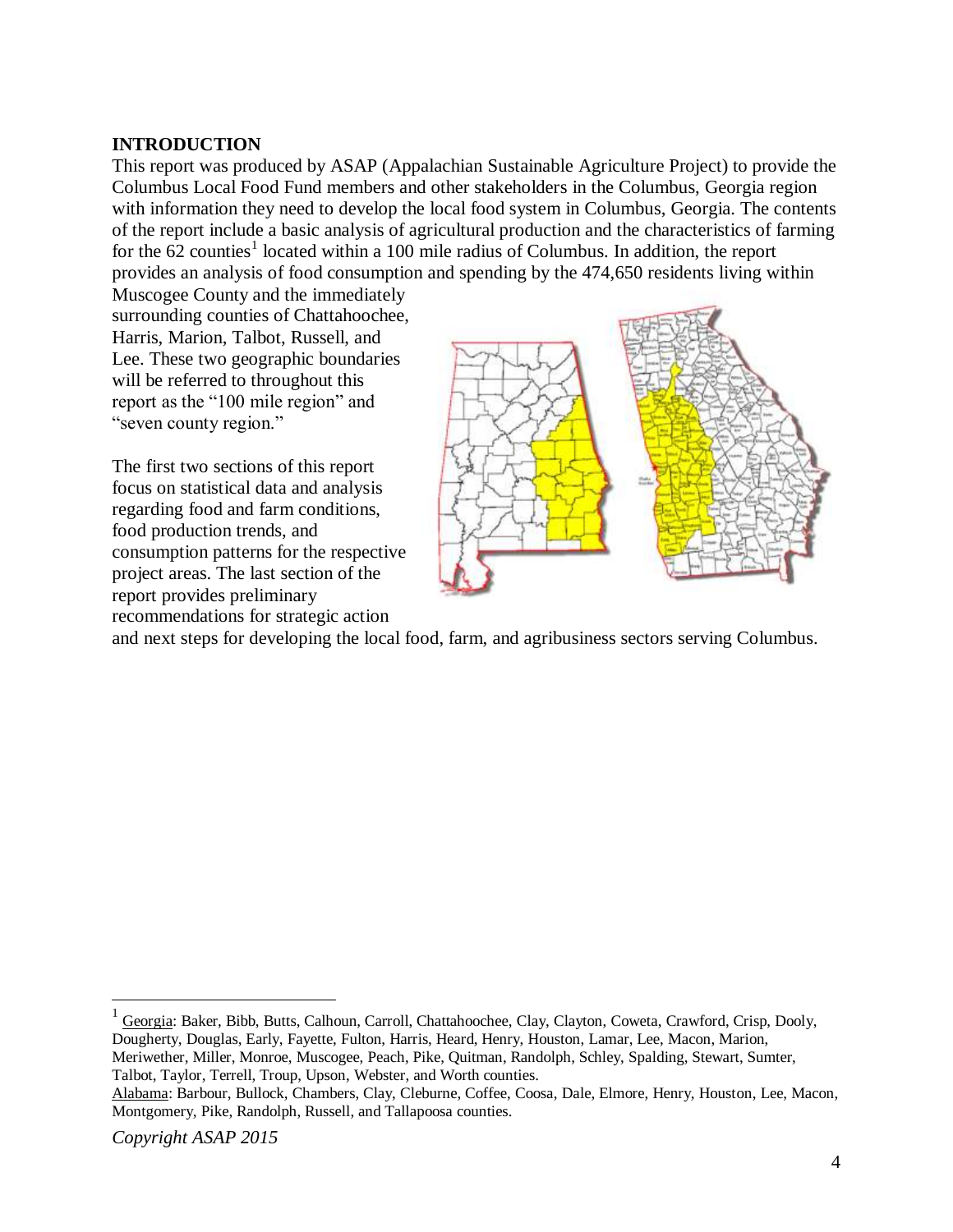## INTRODUCTION

This report was produced by ASAP (Appalachian Sustainable Agriculture Project) to provide the Columbus Local Food Fund members and other stakeholders in the Columbus, Georgia region with information they need to develop the local food system in Columbus, Georgia. The contents of the report include a basic analysis of agricultural production and the characteristics of farming for the 62 counties[1] located within a 100 mile radius of Columbus. In addition, the report provides an analysis of food consumption and spending by the 474,650 residents living within Muscogee County and the immediately surrounding counties of Chattahoochee, Harris, Marion, Talbot, Russell, and Lee. These two geographic boundaries will be referred to throughout this report as the "100 mile region" and "seven county region."

The first two sections of this report focus on statistical data and analysis regarding food and farm conditions, food production trends, and consumption patterns for the respective project areas. The last section of the report provides preliminary recommendations for strategic action and next steps for developing the local food, farm, and agribusiness sectors serving Columbus.

---

[1] Georgia: Baker, Bibb, Butts, Calhoun, Carroll, Chattahoochee, Clay, Clayton, Coweta, Crawford, Crisp, Dooly, Dougherty, Douglas, Early, Fayette, Fulton, Harris, Heard, Henry, Houston, Lamar, Lee, Macon, Marion, Meriwether, Miller, Monroe, Muscogee, Peach, Pike, Quitman, Randolph, Schley, Spalding, Stewart, Sumter, Talbot, Taylor, Terrell, Troup, Upson, Webster, and Worth counties.
Alabama: Barbour, Bullock, Chambers, Clay, Cleburne, Coffee, Coosa, Dale, Elmore, Henry, Houston, Lee, Macon, Montgomery, Pike, Randolph, Russell, and Tallapoosa counties.

*Copyright ASAP 2015*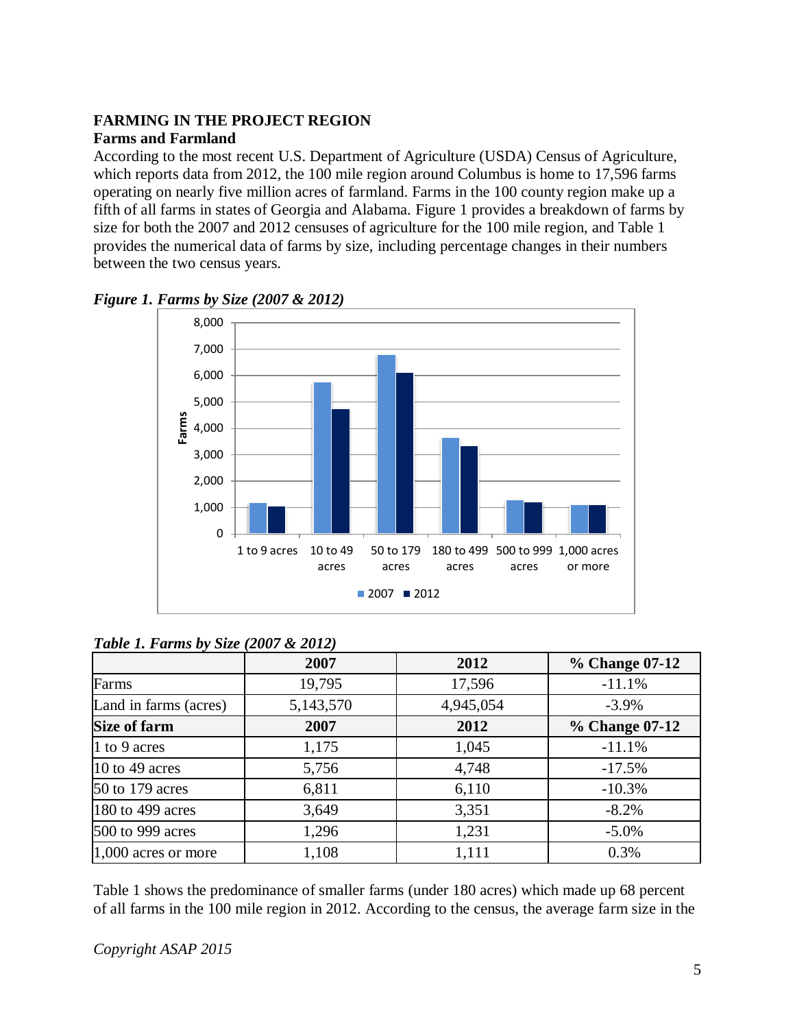## FARMING IN THE PROJECT REGION

### Farms and Farmland

According to the most recent U.S. Department of Agriculture (USDA) Census of Agriculture, which reports data from 2012, the 100 mile region around Columbus is home to 17,596 farms operating on nearly five million acres of farmland. Farms in the 100 county region make up a fifth of all farms in states of Georgia and Alabama. Figure 1 provides a breakdown of farms by size for both the 2007 and 2012 censuses of agriculture for the 100 mile region, and Table 1 provides the numerical data of farms by size, including percentage changes in their numbers between the two census years.

***Figure 1. Farms by Size (2007 & 2012)***

***Table 1. Farms by Size (2007 & 2012)***

| | 2007 | 2012 | % Change 07-12 |
|---|---|---|---|
| Farms | 19,795 | 17,596 | -11.1% |
| Land in farms (acres) | 5,143,570 | 4,945,054 | -3.9% |
| **Size of farm** | **2007** | **2012** | **% Change 07-12** |
| 1 to 9 acres | 1,175 | 1,045 | -11.1% |
| 10 to 49 acres | 5,756 | 4,748 | -17.5% |
| 50 to 179 acres | 6,811 | 6,110 | -10.3% |
| 180 to 499 acres | 3,649 | 3,351 | -8.2% |
| 500 to 999 acres | 1,296 | 1,231 | -5.0% |
| 1,000 acres or more | 1,108 | 1,111 | 0.3% |

Table 1 shows the predominance of smaller farms (under 180 acres) which made up 68 percent of all farms in the 100 mile region in 2012. According to the census, the average farm size in the

*Copyright ASAP 2015*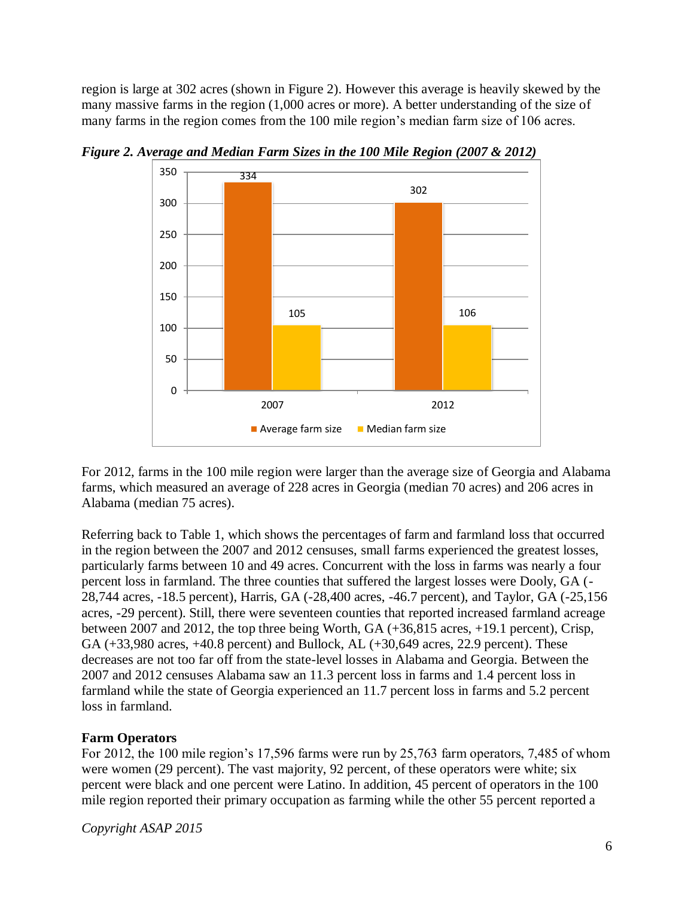region is large at 302 acres (shown in Figure 2). However this average is heavily skewed by the many massive farms in the region (1,000 acres or more). A better understanding of the size of many farms in the region comes from the 100 mile region's median farm size of 106 acres.

*Figure 2. Average and Median Farm Sizes in the 100 Mile Region (2007 & 2012)*

| | Average farm size | Median farm size |
|---|---|---|
| 2007 | 334 | 105 |
| 2012 | 302 | 106 |

For 2012, farms in the 100 mile region were larger than the average size of Georgia and Alabama farms, which measured an average of 228 acres in Georgia (median 70 acres) and 206 acres in Alabama (median 75 acres).

Referring back to Table 1, which shows the percentages of farm and farmland loss that occurred in the region between the 2007 and 2012 censuses, small farms experienced the greatest losses, particularly farms between 10 and 49 acres. Concurrent with the loss in farms was nearly a four percent loss in farmland. The three counties that suffered the largest losses were Dooly, GA (-28,744 acres, -18.5 percent), Harris, GA (-28,400 acres, -46.7 percent), and Taylor, GA (-25,156 acres, -29 percent). Still, there were seventeen counties that reported increased farmland acreage between 2007 and 2012, the top three being Worth, GA (+36,815 acres, +19.1 percent), Crisp, GA (+33,980 acres, +40.8 percent) and Bullock, AL (+30,649 acres, 22.9 percent). These decreases are not too far off from the state-level losses in Alabama and Georgia. Between the 2007 and 2012 censuses Alabama saw an 11.3 percent loss in farms and 1.4 percent loss in farmland while the state of Georgia experienced an 11.7 percent loss in farms and 5.2 percent loss in farmland.

**Farm Operators**

For 2012, the 100 mile region's 17,596 farms were run by 25,763 farm operators, 7,485 of whom were women (29 percent). The vast majority, 92 percent, of these operators were white; six percent were black and one percent were Latino. In addition, 45 percent of operators in the 100 mile region reported their primary occupation as farming while the other 55 percent reported a

*Copyright ASAP 2015*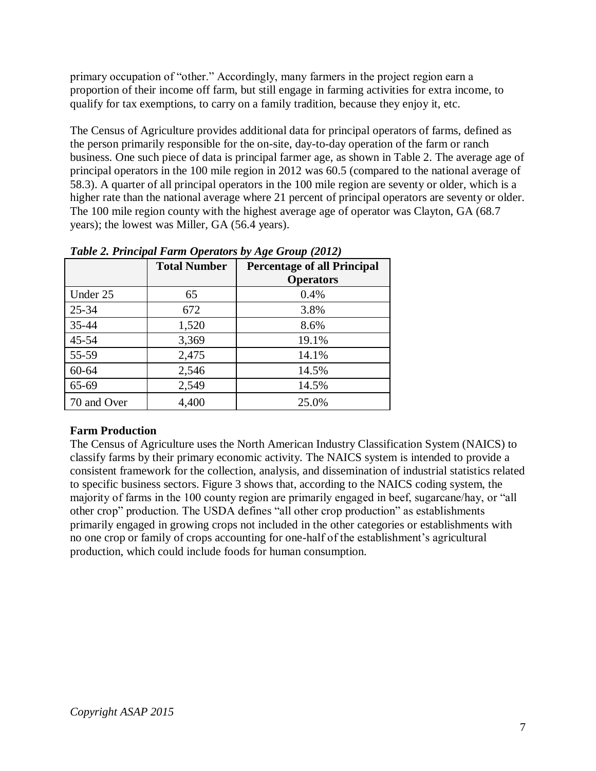primary occupation of "other." Accordingly, many farmers in the project region earn a proportion of their income off farm, but still engage in farming activities for extra income, to qualify for tax exemptions, to carry on a family tradition, because they enjoy it, etc.

The Census of Agriculture provides additional data for principal operators of farms, defined as the person primarily responsible for the on-site, day-to-day operation of the farm or ranch business. One such piece of data is principal farmer age, as shown in Table 2. The average age of principal operators in the 100 mile region in 2012 was 60.5 (compared to the national average of 58.3). A quarter of all principal operators in the 100 mile region are seventy or older, which is a higher rate than the national average where 21 percent of principal operators are seventy or older. The 100 mile region county with the highest average age of operator was Clayton, GA (68.7 years); the lowest was Miller, GA (56.4 years).

***Table 2. Principal Farm Operators by Age Group (2012)***

| | **Total Number** | **Percentage of all Principal Operators** |
|---|---|---|
| Under 25 | 65 | 0.4% |
| 25-34 | 672 | 3.8% |
| 35-44 | 1,520 | 8.6% |
| 45-54 | 3,369 | 19.1% |
| 55-59 | 2,475 | 14.1% |
| 60-64 | 2,546 | 14.5% |
| 65-69 | 2,549 | 14.5% |
| 70 and Over | 4,400 | 25.0% |

**Farm Production**

The Census of Agriculture uses the North American Industry Classification System (NAICS) to classify farms by their primary economic activity. The NAICS system is intended to provide a consistent framework for the collection, analysis, and dissemination of industrial statistics related to specific business sectors. Figure 3 shows that, according to the NAICS coding system, the majority of farms in the 100 county region are primarily engaged in beef, sugarcane/hay, or "all other crop" production. The USDA defines "all other crop production" as establishments primarily engaged in growing crops not included in the other categories or establishments with no one crop or family of crops accounting for one-half of the establishment's agricultural production, which could include foods for human consumption.

*Copyright ASAP 2015*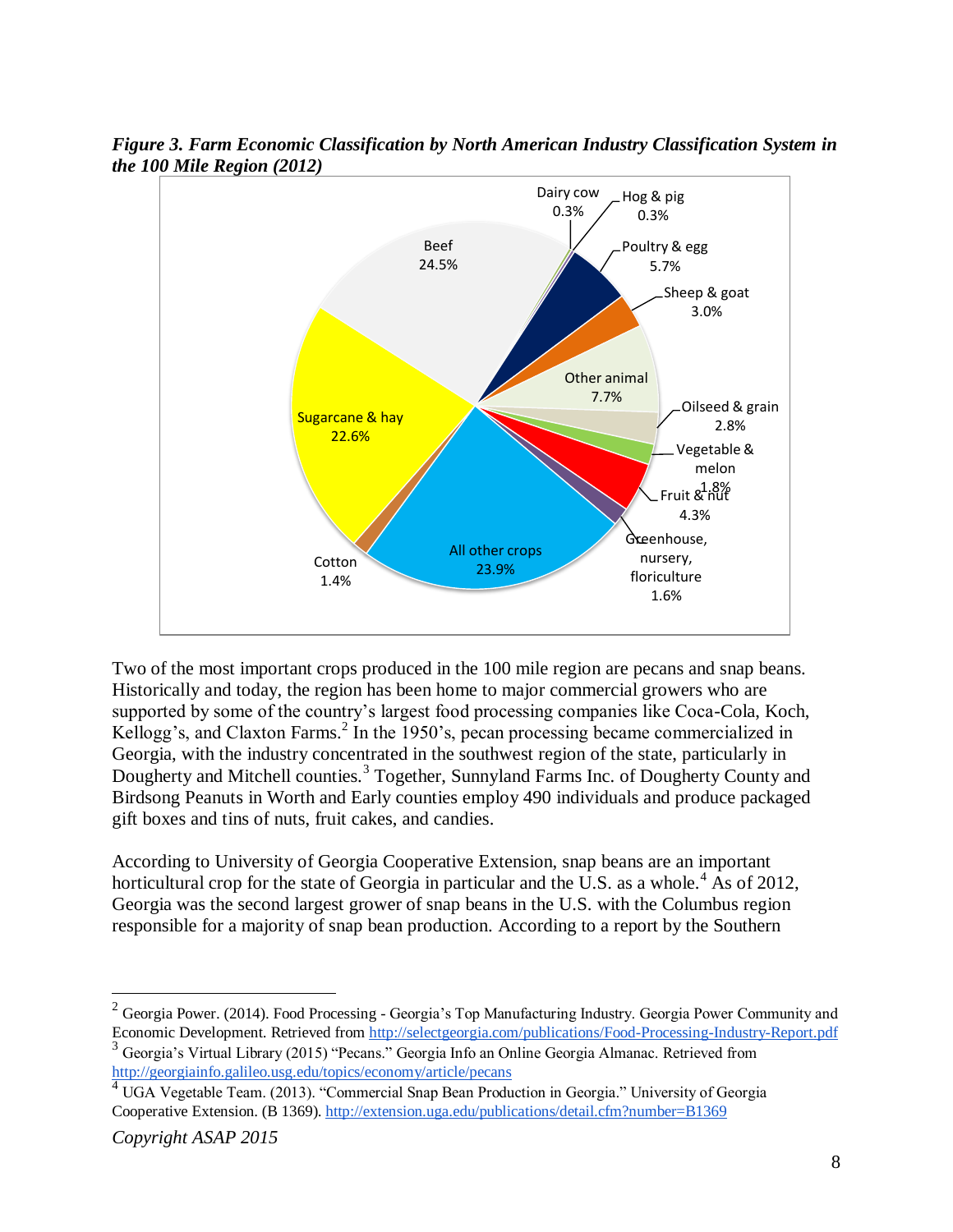*Figure 3. Farm Economic Classification by North American Industry Classification System in the 100 Mile Region (2012)*

Two of the most important crops produced in the 100 mile region are pecans and snap beans. Historically and today, the region has been home to major commercial growers who are supported by some of the country's largest food processing companies like Coca-Cola, Koch, Kellogg's, and Claxton Farms.[2] In the 1950's, pecan processing became commercialized in Georgia, with the industry concentrated in the southwest region of the state, particularly in Dougherty and Mitchell counties.[3] Together, Sunnyland Farms Inc. of Dougherty County and Birdsong Peanuts in Worth and Early counties employ 490 individuals and produce packaged gift boxes and tins of nuts, fruit cakes, and candies.

According to University of Georgia Cooperative Extension, snap beans are an important horticultural crop for the state of Georgia in particular and the U.S. as a whole.[4] As of 2012, Georgia was the second largest grower of snap beans in the U.S. with the Columbus region responsible for a majority of snap bean production. According to a report by the Southern

---

[2] Georgia Power. (2014). Food Processing - Georgia's Top Manufacturing Industry. Georgia Power Community and Economic Development. Retrieved from http://selectgeorgia.com/publications/Food-Processing-Industry-Report.pdf

[3] Georgia's Virtual Library (2015) "Pecans." Georgia Info an Online Georgia Almanac. Retrieved from http://georgiainfo.galileo.usg.edu/topics/economy/article/pecans

[4] UGA Vegetable Team. (2013). "Commercial Snap Bean Production in Georgia." University of Georgia Cooperative Extension. (B 1369). http://extension.uga.edu/publications/detail.cfm?number=B1369

*Copyright ASAP 2015*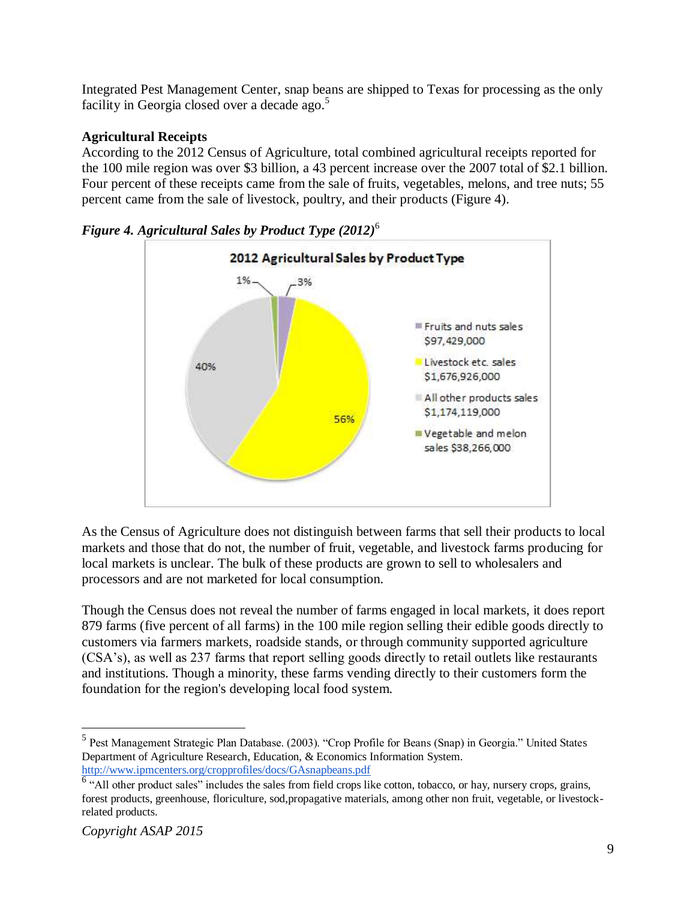Integrated Pest Management Center, snap beans are shipped to Texas for processing as the only facility in Georgia closed over a decade ago.[5]

**Agricultural Receipts**

According to the 2012 Census of Agriculture, total combined agricultural receipts reported for the 100 mile region was over $3 billion, a 43 percent increase over the 2007 total of $2.1 billion. Four percent of these receipts came from the sale of fruits, vegetables, melons, and tree nuts; 55 percent came from the sale of livestock, poultry, and their products (Figure 4).

***Figure 4. Agricultural Sales by Product Type (2012)***[6]

As the Census of Agriculture does not distinguish between farms that sell their products to local markets and those that do not, the number of fruit, vegetable, and livestock farms producing for local markets is unclear. The bulk of these products are grown to sell to wholesalers and processors and are not marketed for local consumption.

Though the Census does not reveal the number of farms engaged in local markets, it does report 879 farms (five percent of all farms) in the 100 mile region selling their edible goods directly to customers via farmers markets, roadside stands, or through community supported agriculture (CSA's), as well as 237 farms that report selling goods directly to retail outlets like restaurants and institutions. Though a minority, these farms vending directly to their customers form the foundation for the region's developing local food system.

---

[5] Pest Management Strategic Plan Database. (2003). "Crop Profile for Beans (Snap) in Georgia." United States Department of Agriculture Research, Education, & Economics Information System. http://www.ipmcenters.org/cropprofiles/docs/GAsnapbeans.pdf

[6] "All other product sales" includes the sales from field crops like cotton, tobacco, or hay, nursery crops, grains, forest products, greenhouse, floriculture, sod,propagative materials, among other non fruit, vegetable, or livestock-related products.

*Copyright ASAP 2015*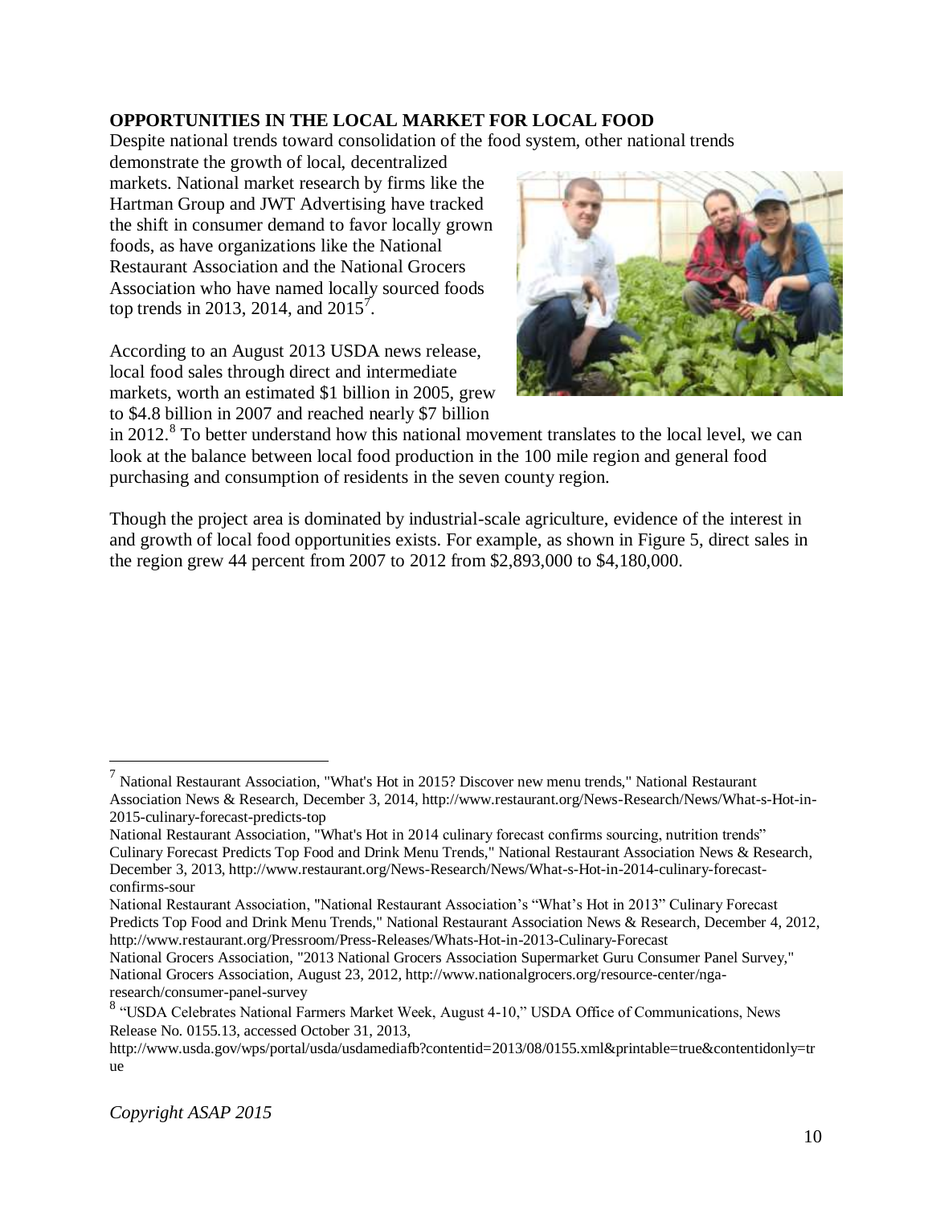**OPPORTUNITIES IN THE LOCAL MARKET FOR LOCAL FOOD**

Despite national trends toward consolidation of the food system, other national trends demonstrate the growth of local, decentralized markets. National market research by firms like the Hartman Group and JWT Advertising have tracked the shift in consumer demand to favor locally grown foods, as have organizations like the National Restaurant Association and the National Grocers Association who have named locally sourced foods top trends in 2013, 2014, and 2015[7].

According to an August 2013 USDA news release, local food sales through direct and intermediate markets, worth an estimated $1 billion in 2005, grew to $4.8 billion in 2007 and reached nearly $7 billion in 2012.[8] To better understand how this national movement translates to the local level, we can look at the balance between local food production in the 100 mile region and general food purchasing and consumption of residents in the seven county region.

Though the project area is dominated by industrial-scale agriculture, evidence of the interest in and growth of local food opportunities exists. For example, as shown in Figure 5, direct sales in the region grew 44 percent from 2007 to 2012 from $2,893,000 to $4,180,000.

---

[7] National Restaurant Association, "What's Hot in 2015? Discover new menu trends," National Restaurant Association News & Research, December 3, 2014, http://www.restaurant.org/News-Research/News/What-s-Hot-in-2015-culinary-forecast-predicts-top

National Restaurant Association, "What's Hot in 2014 culinary forecast confirms sourcing, nutrition trends" Culinary Forecast Predicts Top Food and Drink Menu Trends," National Restaurant Association News & Research, December 3, 2013, http://www.restaurant.org/News-Research/News/What-s-Hot-in-2014-culinary-forecast-confirms-sour

National Restaurant Association, "National Restaurant Association's "What's Hot in 2013" Culinary Forecast Predicts Top Food and Drink Menu Trends," National Restaurant Association News & Research, December 4, 2012, http://www.restaurant.org/Pressroom/Press-Releases/Whats-Hot-in-2013-Culinary-Forecast

National Grocers Association, "2013 National Grocers Association Supermarket Guru Consumer Panel Survey," National Grocers Association, August 23, 2012, http://www.nationalgrocers.org/resource-center/nga-research/consumer-panel-survey

[8] "USDA Celebrates National Farmers Market Week, August 4-10," USDA Office of Communications, News Release No. 0155.13, accessed October 31, 2013, http://www.usda.gov/wps/portal/usda/usdamediafb?contentid=2013/08/0155.xml&printable=true&contentidonly=true

*Copyright ASAP 2015*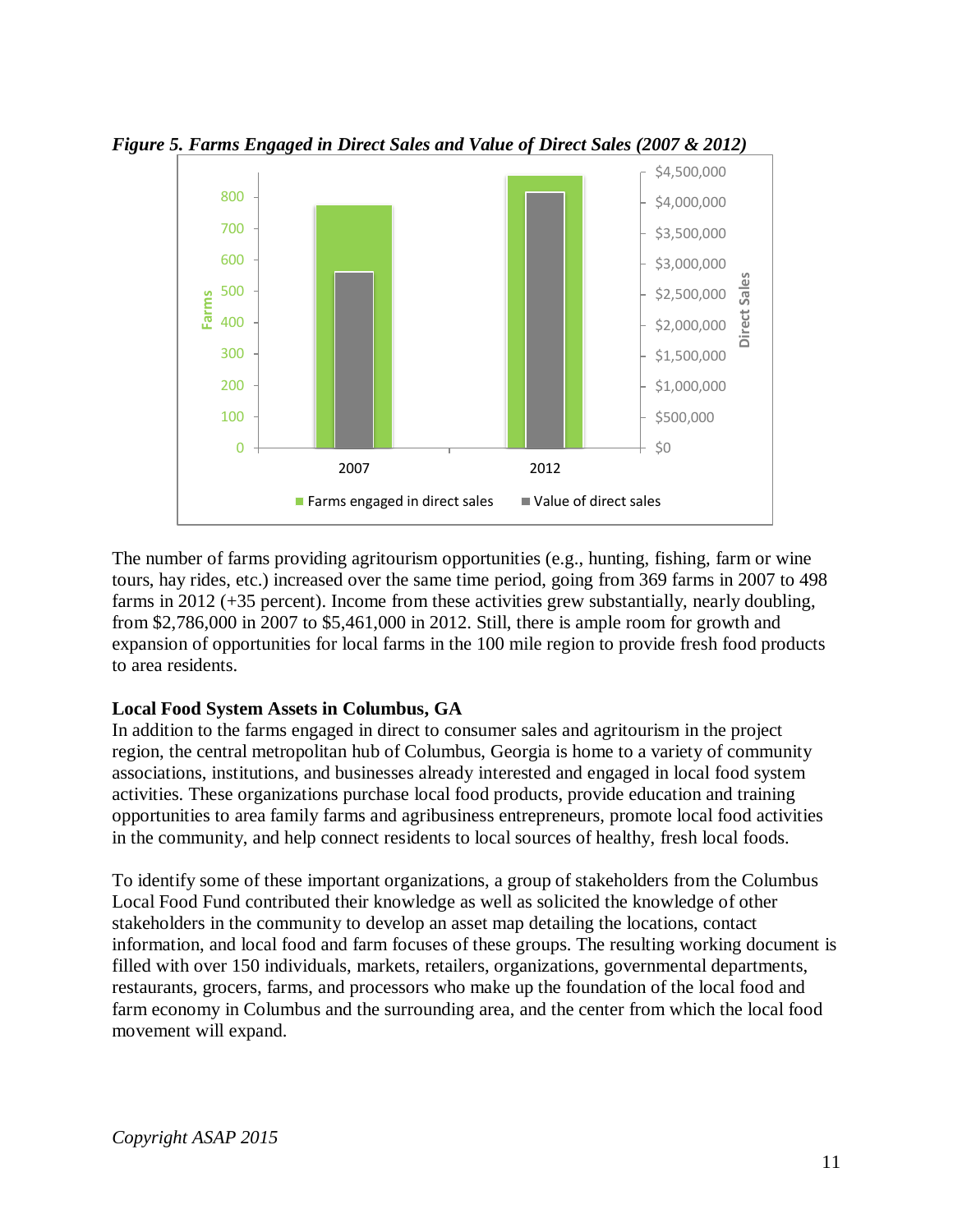*Figure 5. Farms Engaged in Direct Sales and Value of Direct Sales (2007 & 2012)*

The number of farms providing agritourism opportunities (e.g., hunting, fishing, farm or wine tours, hay rides, etc.) increased over the same time period, going from 369 farms in 2007 to 498 farms in 2012 (+35 percent). Income from these activities grew substantially, nearly doubling, from $2,786,000 in 2007 to $5,461,000 in 2012. Still, there is ample room for growth and expansion of opportunities for local farms in the 100 mile region to provide fresh food products to area residents.

**Local Food System Assets in Columbus, GA**

In addition to the farms engaged in direct to consumer sales and agritourism in the project region, the central metropolitan hub of Columbus, Georgia is home to a variety of community associations, institutions, and businesses already interested and engaged in local food system activities. These organizations purchase local food products, provide education and training opportunities to area family farms and agribusiness entrepreneurs, promote local food activities in the community, and help connect residents to local sources of healthy, fresh local foods.

To identify some of these important organizations, a group of stakeholders from the Columbus Local Food Fund contributed their knowledge as well as solicited the knowledge of other stakeholders in the community to develop an asset map detailing the locations, contact information, and local food and farm focuses of these groups. The resulting working document is filled with over 150 individuals, markets, retailers, organizations, governmental departments, restaurants, grocers, farms, and processors who make up the foundation of the local food and farm economy in Columbus and the surrounding area, and the center from which the local food movement will expand.

*Copyright ASAP 2015*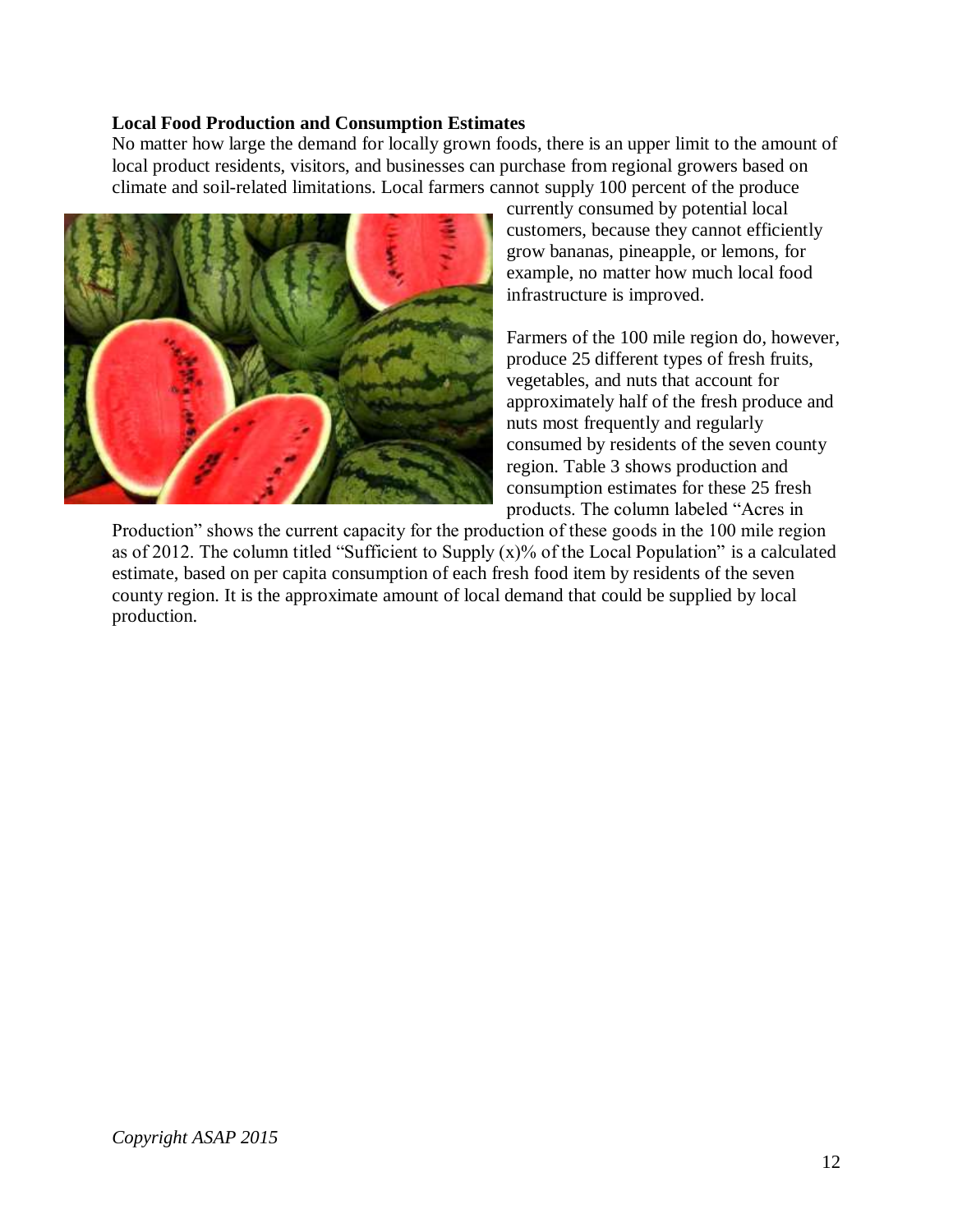**Local Food Production and Consumption Estimates**

No matter how large the demand for locally grown foods, there is an upper limit to the amount of local product residents, visitors, and businesses can purchase from regional growers based on climate and soil-related limitations. Local farmers cannot supply 100 percent of the produce currently consumed by potential local customers, because they cannot efficiently grow bananas, pineapple, or lemons, for example, no matter how much local food infrastructure is improved.

Farmers of the 100 mile region do, however, produce 25 different types of fresh fruits, vegetables, and nuts that account for approximately half of the fresh produce and nuts most frequently and regularly consumed by residents of the seven county region. Table 3 shows production and consumption estimates for these 25 fresh products. The column labeled "Acres in Production" shows the current capacity for the production of these goods in the 100 mile region as of 2012. The column titled "Sufficient to Supply (x)% of the Local Population" is a calculated estimate, based on per capita consumption of each fresh food item by residents of the seven county region. It is the approximate amount of local demand that could be supplied by local production.

*Copyright ASAP 2015*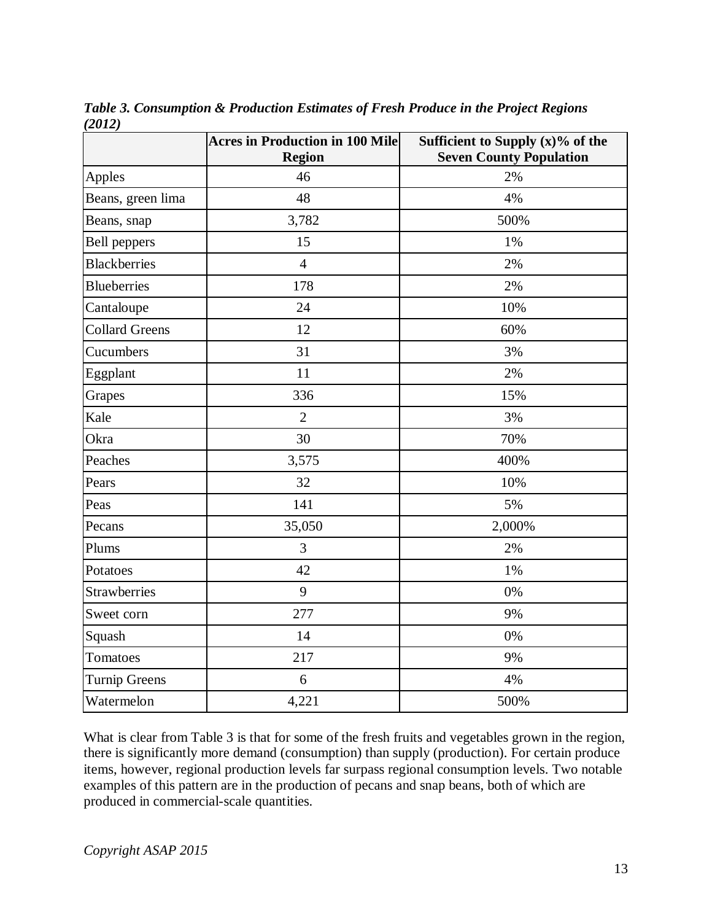***Table 3. Consumption & Production Estimates of Fresh Produce in the Project Regions (2012)***

| | Acres in Production in 100 Mile Region | Sufficient to Supply (x)% of the Seven County Population |
|---|---|---|
| Apples | 46 | 2% |
| Beans, green lima | 48 | 4% |
| Beans, snap | 3,782 | 500% |
| Bell peppers | 15 | 1% |
| Blackberries | 4 | 2% |
| Blueberries | 178 | 2% |
| Cantaloupe | 24 | 10% |
| Collard Greens | 12 | 60% |
| Cucumbers | 31 | 3% |
| Eggplant | 11 | 2% |
| Grapes | 336 | 15% |
| Kale | 2 | 3% |
| Okra | 30 | 70% |
| Peaches | 3,575 | 400% |
| Pears | 32 | 10% |
| Peas | 141 | 5% |
| Pecans | 35,050 | 2,000% |
| Plums | 3 | 2% |
| Potatoes | 42 | 1% |
| Strawberries | 9 | 0% |
| Sweet corn | 277 | 9% |
| Squash | 14 | 0% |
| Tomatoes | 217 | 9% |
| Turnip Greens | 6 | 4% |
| Watermelon | 4,221 | 500% |

What is clear from Table 3 is that for some of the fresh fruits and vegetables grown in the region, there is significantly more demand (consumption) than supply (production). For certain produce items, however, regional production levels far surpass regional consumption levels. Two notable examples of this pattern are in the production of pecans and snap beans, both of which are produced in commercial-scale quantities.

*Copyright ASAP 2015*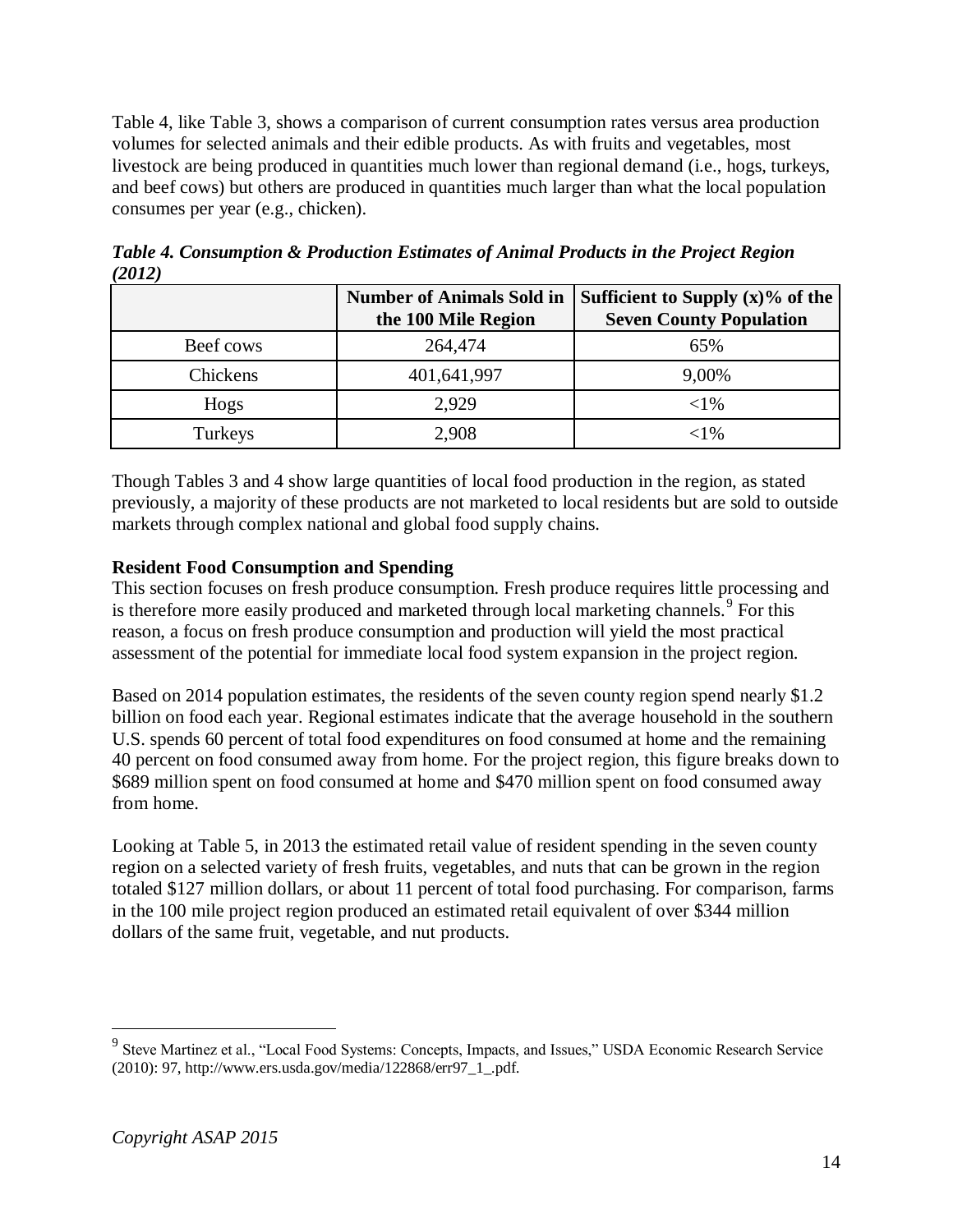Table 4, like Table 3, shows a comparison of current consumption rates versus area production volumes for selected animals and their edible products. As with fruits and vegetables, most livestock are being produced in quantities much lower than regional demand (i.e., hogs, turkeys, and beef cows) but others are produced in quantities much larger than what the local population consumes per year (e.g., chicken).

***Table 4. Consumption & Production Estimates of Animal Products in the Project Region (2012)***

| | Number of Animals Sold in the 100 Mile Region | Sufficient to Supply (x)% of the Seven County Population |
|---|---|---|
| Beef cows | 264,474 | 65% |
| Chickens | 401,641,997 | 9,00% |
| Hogs | 2,929 | <1% |
| Turkeys | 2,908 | <1% |

Though Tables 3 and 4 show large quantities of local food production in the region, as stated previously, a majority of these products are not marketed to local residents but are sold to outside markets through complex national and global food supply chains.

**Resident Food Consumption and Spending**

This section focuses on fresh produce consumption. Fresh produce requires little processing and is therefore more easily produced and marketed through local marketing channels.[9] For this reason, a focus on fresh produce consumption and production will yield the most practical assessment of the potential for immediate local food system expansion in the project region.

Based on 2014 population estimates, the residents of the seven county region spend nearly $1.2 billion on food each year. Regional estimates indicate that the average household in the southern U.S. spends 60 percent of total food expenditures on food consumed at home and the remaining 40 percent on food consumed away from home. For the project region, this figure breaks down to $689 million spent on food consumed at home and $470 million spent on food consumed away from home.

Looking at Table 5, in 2013 the estimated retail value of resident spending in the seven county region on a selected variety of fresh fruits, vegetables, and nuts that can be grown in the region totaled $127 million dollars, or about 11 percent of total food purchasing. For comparison, farms in the 100 mile project region produced an estimated retail equivalent of over $344 million dollars of the same fruit, vegetable, and nut products.

[9] Steve Martinez et al., "Local Food Systems: Concepts, Impacts, and Issues," USDA Economic Research Service (2010): 97, http://www.ers.usda.gov/media/122868/err97_1_.pdf.

*Copyright ASAP 2015*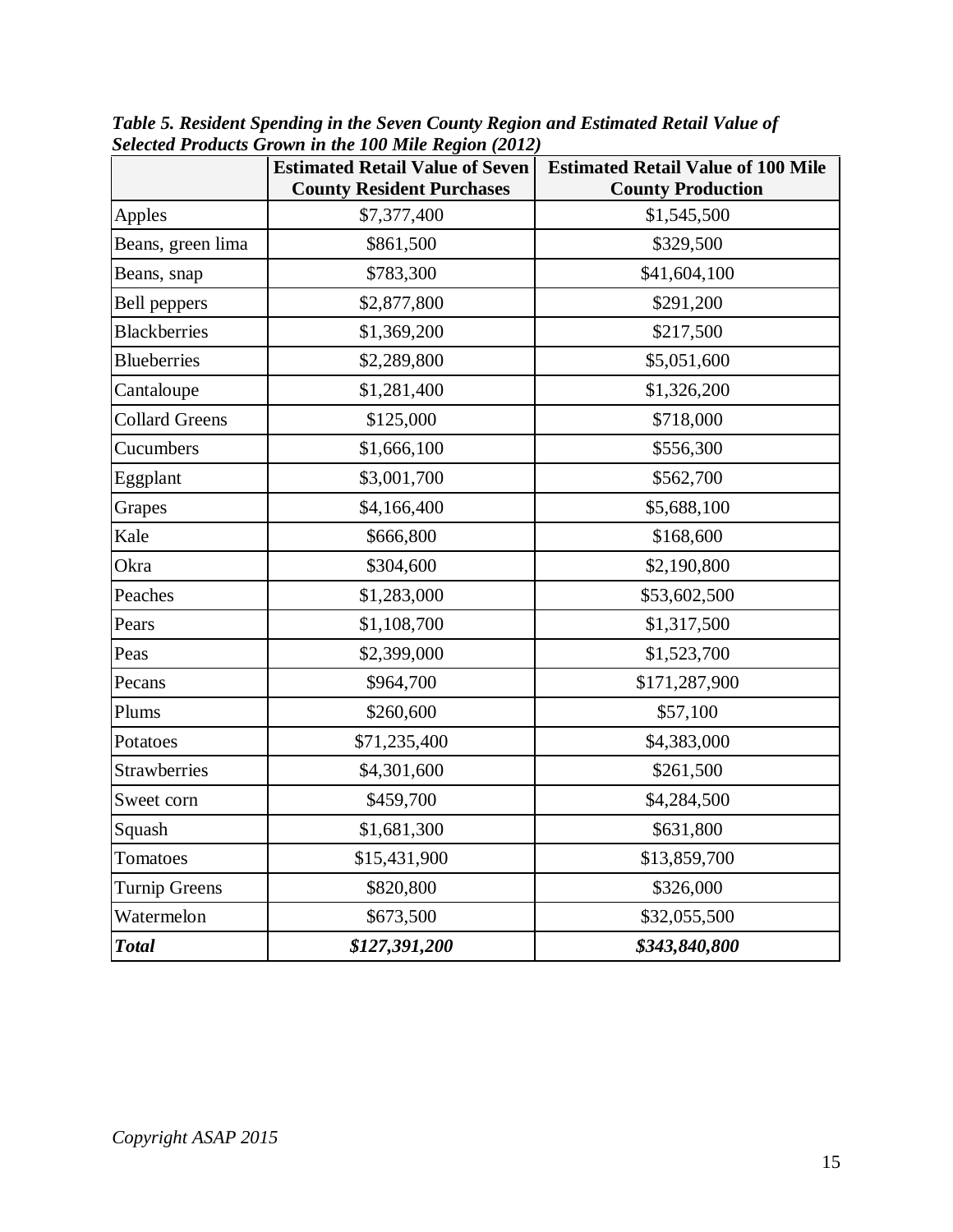***Table 5. Resident Spending in the Seven County Region and Estimated Retail Value of Selected Products Grown in the 100 Mile Region (2012)***

| | **Estimated Retail Value of Seven County Resident Purchases** | **Estimated Retail Value of 100 Mile County Production** |
|---|---|---|
| Apples | \$7,377,400 | \$1,545,500 |
| Beans, green lima | \$861,500 | \$329,500 |
| Beans, snap | \$783,300 | \$41,604,100 |
| Bell peppers | \$2,877,800 | \$291,200 |
| Blackberries | \$1,369,200 | \$217,500 |
| Blueberries | \$2,289,800 | \$5,051,600 |
| Cantaloupe | \$1,281,400 | \$1,326,200 |
| Collard Greens | \$125,000 | \$718,000 |
| Cucumbers | \$1,666,100 | \$556,300 |
| Eggplant | \$3,001,700 | \$562,700 |
| Grapes | \$4,166,400 | \$5,688,100 |
| Kale | \$666,800 | \$168,600 |
| Okra | \$304,600 | \$2,190,800 |
| Peaches | \$1,283,000 | \$53,602,500 |
| Pears | \$1,108,700 | \$1,317,500 |
| Peas | \$2,399,000 | \$1,523,700 |
| Pecans | \$964,700 | \$171,287,900 |
| Plums | \$260,600 | \$57,100 |
| Potatoes | \$71,235,400 | \$4,383,000 |
| Strawberries | \$4,301,600 | \$261,500 |
| Sweet corn | \$459,700 | \$4,284,500 |
| Squash | \$1,681,300 | \$631,800 |
| Tomatoes | \$15,431,900 | \$13,859,700 |
| Turnip Greens | \$820,800 | \$326,000 |
| Watermelon | \$673,500 | \$32,055,500 |
| ***Total*** | ***\$127,391,200*** | ***\$343,840,800*** |

*Copyright ASAP 2015*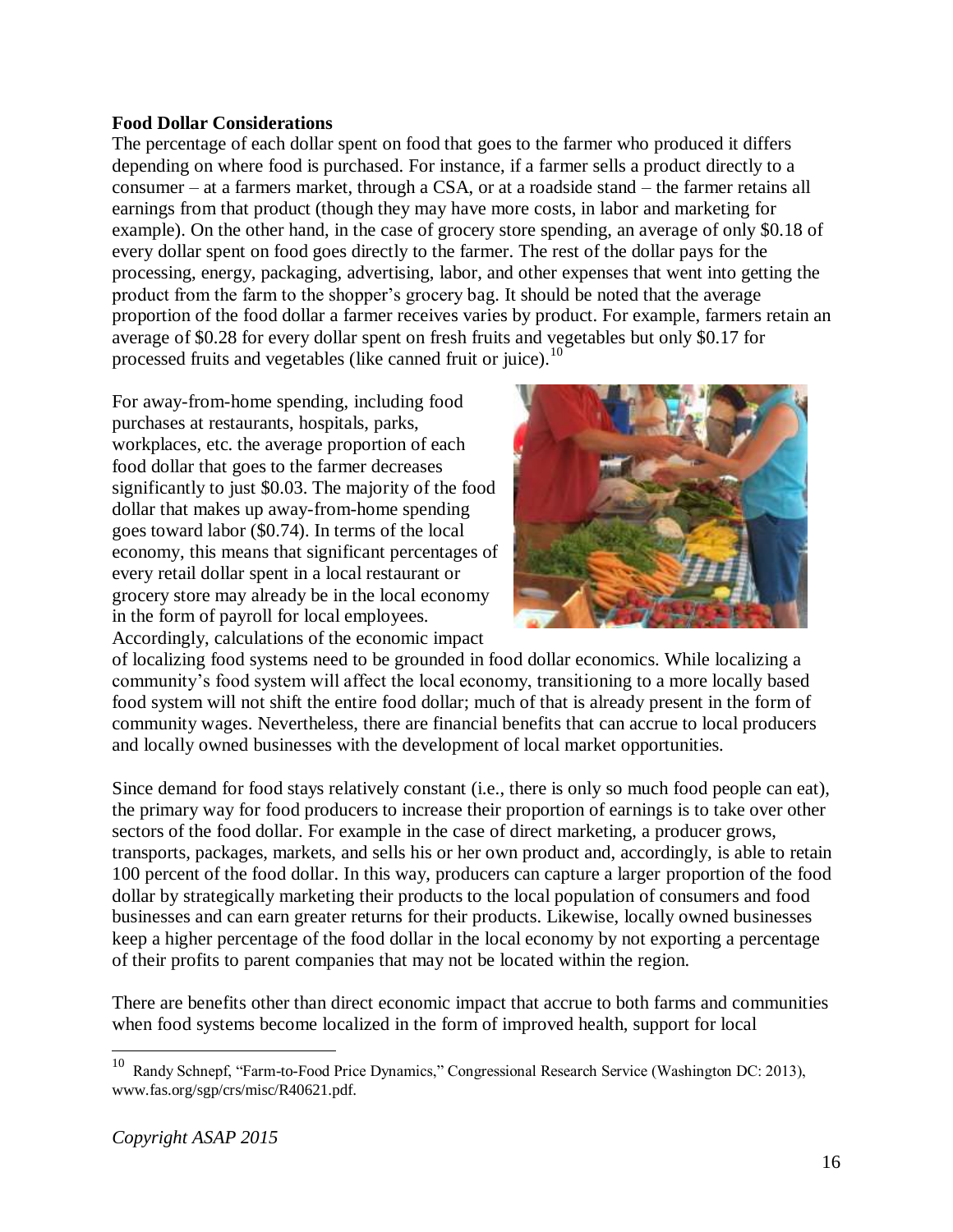**Food Dollar Considerations**

The percentage of each dollar spent on food that goes to the farmer who produced it differs depending on where food is purchased. For instance, if a farmer sells a product directly to a consumer – at a farmers market, through a CSA, or at a roadside stand – the farmer retains all earnings from that product (though they may have more costs, in labor and marketing for example). On the other hand, in the case of grocery store spending, an average of only $0.18 of every dollar spent on food goes directly to the farmer. The rest of the dollar pays for the processing, energy, packaging, advertising, labor, and other expenses that went into getting the product from the farm to the shopper's grocery bag. It should be noted that the average proportion of the food dollar a farmer receives varies by product. For example, farmers retain an average of $0.28 for every dollar spent on fresh fruits and vegetables but only $0.17 for processed fruits and vegetables (like canned fruit or juice).[10]

For away-from-home spending, including food purchases at restaurants, hospitals, parks, workplaces, etc. the average proportion of each food dollar that goes to the farmer decreases significantly to just $0.03. The majority of the food dollar that makes up away-from-home spending goes toward labor ($0.74). In terms of the local economy, this means that significant percentages of every retail dollar spent in a local restaurant or grocery store may already be in the local economy in the form of payroll for local employees. Accordingly, calculations of the economic impact of localizing food systems need to be grounded in food dollar economics. While localizing a community's food system will affect the local economy, transitioning to a more locally based food system will not shift the entire food dollar; much of that is already present in the form of community wages. Nevertheless, there are financial benefits that can accrue to local producers and locally owned businesses with the development of local market opportunities.

Since demand for food stays relatively constant (i.e., there is only so much food people can eat), the primary way for food producers to increase their proportion of earnings is to take over other sectors of the food dollar. For example in the case of direct marketing, a producer grows, transports, packages, markets, and sells his or her own product and, accordingly, is able to retain 100 percent of the food dollar. In this way, producers can capture a larger proportion of the food dollar by strategically marketing their products to the local population of consumers and food businesses and can earn greater returns for their products. Likewise, locally owned businesses keep a higher percentage of the food dollar in the local economy by not exporting a percentage of their profits to parent companies that may not be located within the region.

There are benefits other than direct economic impact that accrue to both farms and communities when food systems become localized in the form of improved health, support for local

---

[10] Randy Schnepf, "Farm-to-Food Price Dynamics," Congressional Research Service (Washington DC: 2013), www.fas.org/sgp/crs/misc/R40621.pdf.

*Copyright ASAP 2015*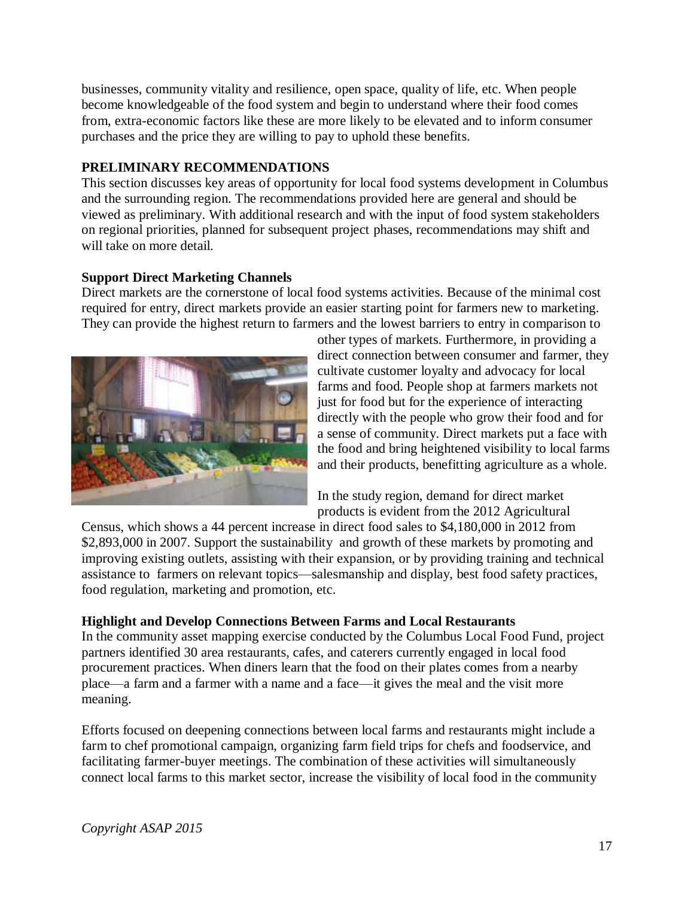businesses, community vitality and resilience, open space, quality of life, etc. When people become knowledgeable of the food system and begin to understand where their food comes from, extra-economic factors like these are more likely to be elevated and to inform consumer purchases and the price they are willing to pay to uphold these benefits.

## PRELIMINARY RECOMMENDATIONS

This section discusses key areas of opportunity for local food systems development in Columbus and the surrounding region. The recommendations provided here are general and should be viewed as preliminary. With additional research and with the input of food system stakeholders on regional priorities, planned for subsequent project phases, recommendations may shift and will take on more detail.

### Support Direct Marketing Channels

Direct markets are the cornerstone of local food systems activities. Because of the minimal cost required for entry, direct markets provide an easier starting point for farmers new to marketing. They can provide the highest return to farmers and the lowest barriers to entry in comparison to other types of markets. Furthermore, in providing a direct connection between consumer and farmer, they cultivate customer loyalty and advocacy for local farms and food. People shop at farmers markets not just for food but for the experience of interacting directly with the people who grow their food and for a sense of community. Direct markets put a face with the food and bring heightened visibility to local farms and their products, benefitting agriculture as a whole.

In the study region, demand for direct market products is evident from the 2012 Agricultural Census, which shows a 44 percent increase in direct food sales to $4,180,000 in 2012 from $2,893,000 in 2007. Support the sustainability and growth of these markets by promoting and improving existing outlets, assisting with their expansion, or by providing training and technical assistance to farmers on relevant topics—salesmanship and display, best food safety practices, food regulation, marketing and promotion, etc.

### Highlight and Develop Connections Between Farms and Local Restaurants

In the community asset mapping exercise conducted by the Columbus Local Food Fund, project partners identified 30 area restaurants, cafes, and caterers currently engaged in local food procurement practices. When diners learn that the food on their plates comes from a nearby place—a farm and a farmer with a name and a face—it gives the meal and the visit more meaning.

Efforts focused on deepening connections between local farms and restaurants might include a farm to chef promotional campaign, organizing farm field trips for chefs and foodservice, and facilitating farmer-buyer meetings. The combination of these activities will simultaneously connect local farms to this market sector, increase the visibility of local food in the community

*Copyright ASAP 2015*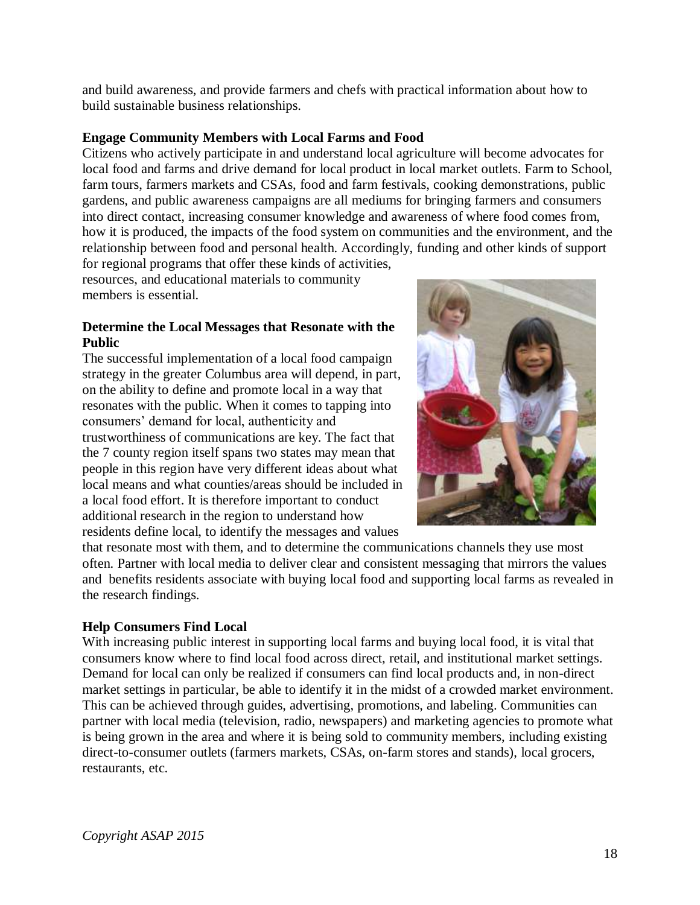and build awareness, and provide farmers and chefs with practical information about how to build sustainable business relationships.

**Engage Community Members with Local Farms and Food**

Citizens who actively participate in and understand local agriculture will become advocates for local food and farms and drive demand for local product in local market outlets. Farm to School, farm tours, farmers markets and CSAs, food and farm festivals, cooking demonstrations, public gardens, and public awareness campaigns are all mediums for bringing farmers and consumers into direct contact, increasing consumer knowledge and awareness of where food comes from, how it is produced, the impacts of the food system on communities and the environment, and the relationship between food and personal health. Accordingly, funding and other kinds of support for regional programs that offer these kinds of activities, resources, and educational materials to community members is essential.

**Determine the Local Messages that Resonate with the Public**

The successful implementation of a local food campaign strategy in the greater Columbus area will depend, in part, on the ability to define and promote local in a way that resonates with the public. When it comes to tapping into consumers' demand for local, authenticity and trustworthiness of communications are key. The fact that the 7 county region itself spans two states may mean that people in this region have very different ideas about what local means and what counties/areas should be included in a local food effort. It is therefore important to conduct additional research in the region to understand how residents define local, to identify the messages and values that resonate most with them, and to determine the communications channels they use most often. Partner with local media to deliver clear and consistent messaging that mirrors the values and benefits residents associate with buying local food and supporting local farms as revealed in the research findings.

**Help Consumers Find Local**

With increasing public interest in supporting local farms and buying local food, it is vital that consumers know where to find local food across direct, retail, and institutional market settings. Demand for local can only be realized if consumers can find local products and, in non-direct market settings in particular, be able to identify it in the midst of a crowded market environment. This can be achieved through guides, advertising, promotions, and labeling. Communities can partner with local media (television, radio, newspapers) and marketing agencies to promote what is being grown in the area and where it is being sold to community members, including existing direct-to-consumer outlets (farmers markets, CSAs, on-farm stores and stands), local grocers, restaurants, etc.

*Copyright ASAP 2015*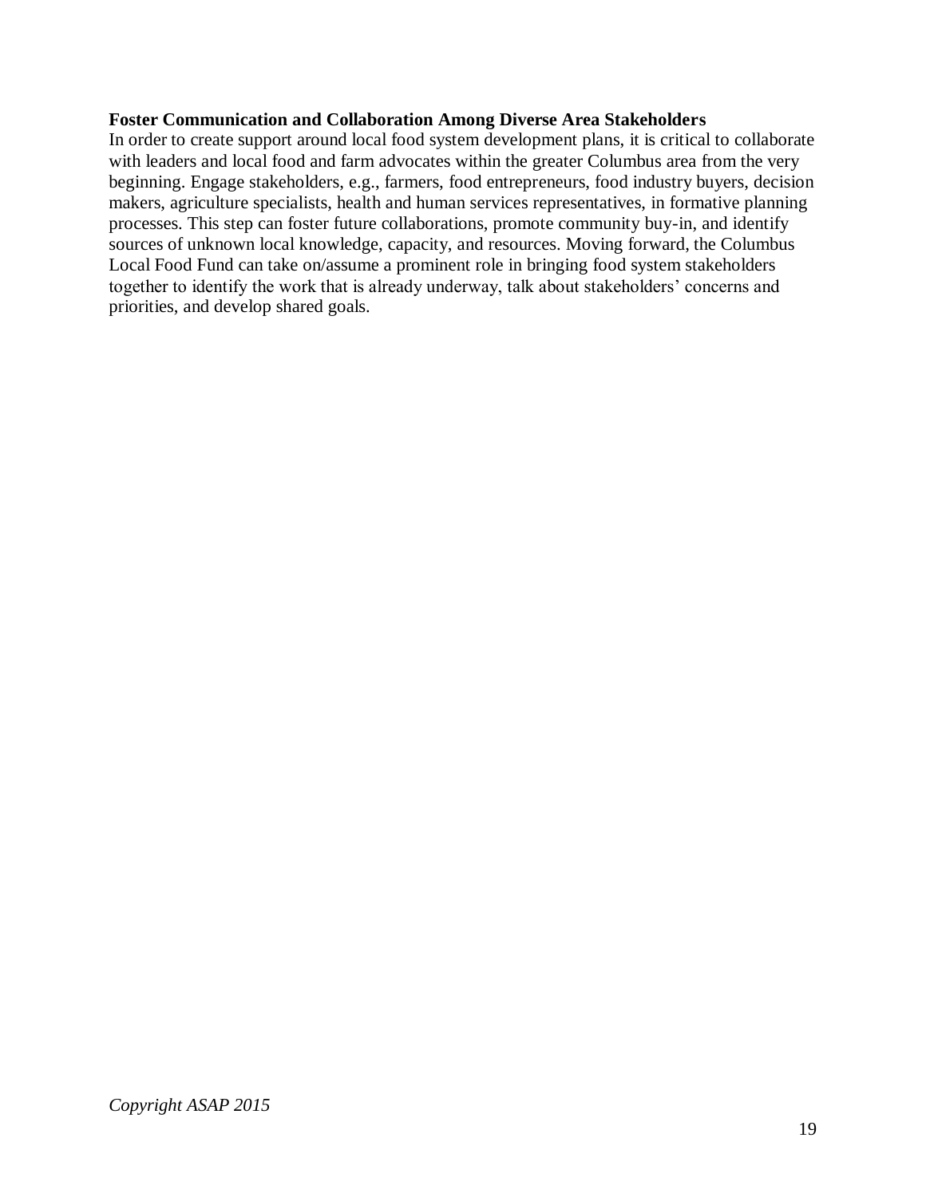**Foster Communication and Collaboration Among Diverse Area Stakeholders**

In order to create support around local food system development plans, it is critical to collaborate with leaders and local food and farm advocates within the greater Columbus area from the very beginning. Engage stakeholders, e.g., farmers, food entrepreneurs, food industry buyers, decision makers, agriculture specialists, health and human services representatives, in formative planning processes. This step can foster future collaborations, promote community buy-in, and identify sources of unknown local knowledge, capacity, and resources. Moving forward, the Columbus Local Food Fund can take on/assume a prominent role in bringing food system stakeholders together to identify the work that is already underway, talk about stakeholders' concerns and priorities, and develop shared goals.

*Copyright ASAP 2015*